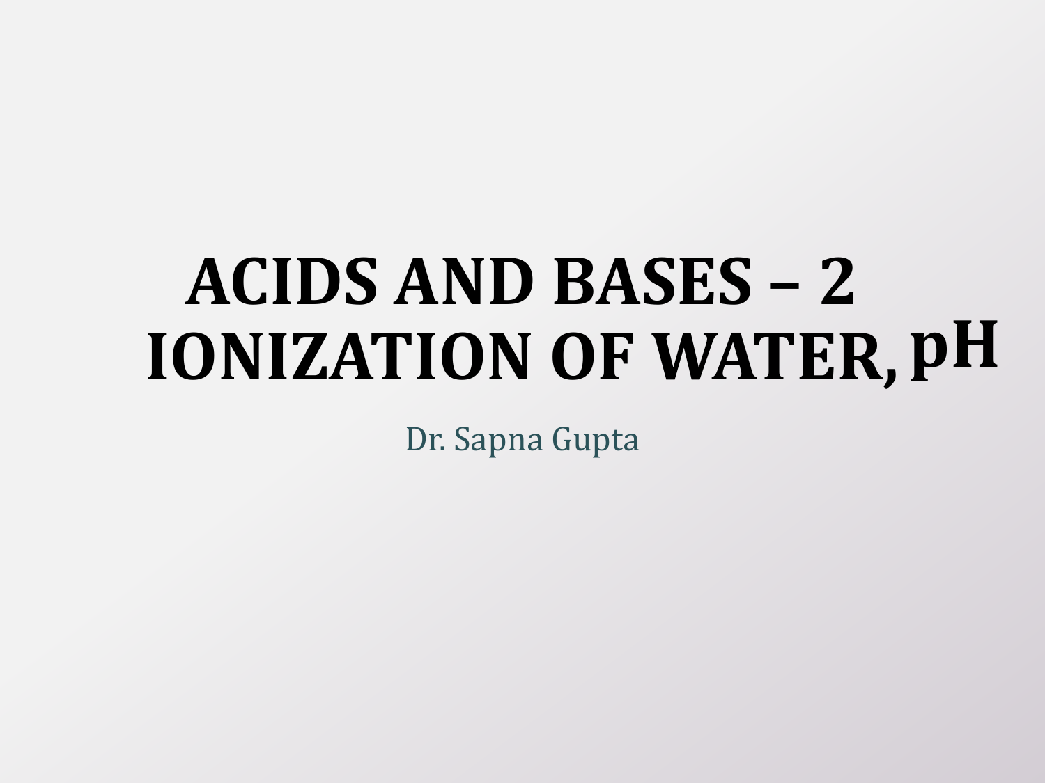# ACIDS AND BASES – 2
# IONIZATION OF WATER, pH

Dr. Sapna Gupta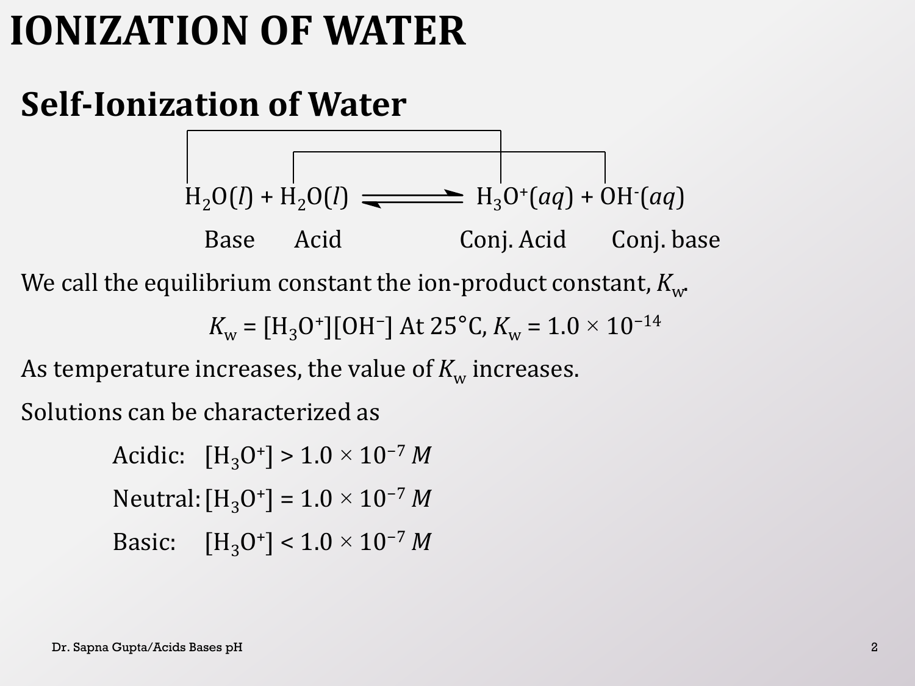# IONIZATION OF WATER

## Self-Ionization of Water

$$\underset{\text{Base}}{H_2O(l)} + \underset{\text{Acid}}{H_2O(l)} \rightleftharpoons \underset{\text{Conj. Acid}}{H_3O^+(aq)} + \underset{\text{Conj. base}}{OH^-(aq)}$$

We call the equilibrium constant the ion-product constant, $K_w$.

$$K_w = [H_3O^+][OH^-] \text{ At } 25°C, K_w = 1.0 \times 10^{-14}$$

As temperature increases, the value of $K_w$ increases.

Solutions can be characterized as

- Acidic: $[H_3O^+] > 1.0 \times 10^{-7}\ M$
- Neutral: $[H_3O^+] = 1.0 \times 10^{-7}\ M$
- Basic: $[H_3O^+] < 1.0 \times 10^{-7}\ M$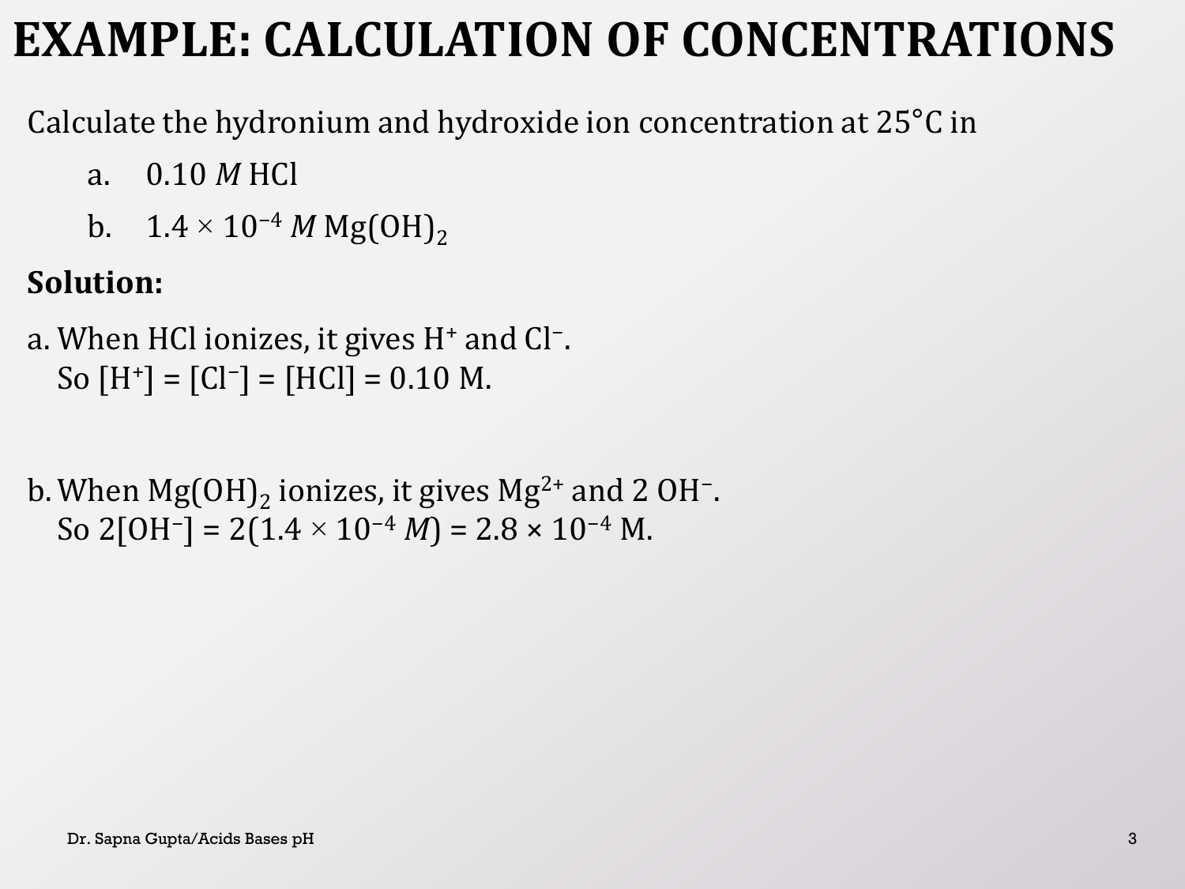# EXAMPLE: CALCULATION OF CONCENTRATIONS

Calculate the hydronium and hydroxide ion concentration at 25°C in

a. 0.10 *M* HCl

b. $1.4 \times 10^{-4}$ *M* $Mg(OH)_2$

**Solution:**

a. When HCl ionizes, it gives $H^+$ and $Cl^-$.
So $[H^+] = [Cl^-] = [HCl] = 0.10$ M.

b. When $Mg(OH)_2$ ionizes, it gives $Mg^{2+}$ and 2 $OH^-$.
So $2[OH^-] = 2(1.4 \times 10^{-4}\ M) = 2.8 \times 10^{-4}$ M.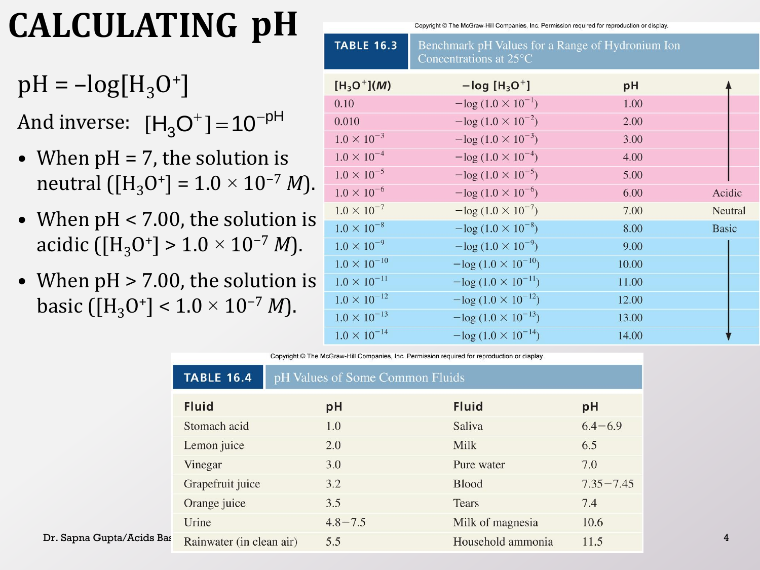# CALCULATING pH

$pH = -\log[H_3O^+]$

And inverse: $[H_3O^+] = 10^{-pH}$

- When pH = 7, the solution is neutral ($[H_3O^+] = 1.0 \times 10^{-7}$ *M*).
- When pH < 7.00, the solution is acidic ($[H_3O^+] > 1.0 \times 10^{-7}$ *M*).
- When pH > 7.00, the solution is basic ($[H_3O^+] < 1.0 \times 10^{-7}$ *M*).

Copyright © The McGraw-Hill Companies, Inc. Permission required for reproduction or display.

**TABLE 16.3** Benchmark pH Values for a Range of Hydronium Ion Concentrations at 25°C

| $[H_3O^+]$(*M*) | $-\log[H_3O^+]$ | pH | |
|---|---|---|---|
| 0.10 | $-\log(1.0 \times 10^{-1})$ | 1.00 | |
| 0.010 | $-\log(1.0 \times 10^{-2})$ | 2.00 | |
| $1.0 \times 10^{-3}$ | $-\log(1.0 \times 10^{-3})$ | 3.00 | |
| $1.0 \times 10^{-4}$ | $-\log(1.0 \times 10^{-4})$ | 4.00 | |
| $1.0 \times 10^{-5}$ | $-\log(1.0 \times 10^{-5})$ | 5.00 | |
| $1.0 \times 10^{-6}$ | $-\log(1.0 \times 10^{-6})$ | 6.00 | Acidic |
| $1.0 \times 10^{-7}$ | $-\log(1.0 \times 10^{-7})$ | 7.00 | Neutral |
| $1.0 \times 10^{-8}$ | $-\log(1.0 \times 10^{-8})$ | 8.00 | Basic |
| $1.0 \times 10^{-9}$ | $-\log(1.0 \times 10^{-9})$ | 9.00 | |
| $1.0 \times 10^{-10}$ | $-\log(1.0 \times 10^{-10})$ | 10.00 | |
| $1.0 \times 10^{-11}$ | $-\log(1.0 \times 10^{-11})$ | 11.00 | |
| $1.0 \times 10^{-12}$ | $-\log(1.0 \times 10^{-12})$ | 12.00 | |
| $1.0 \times 10^{-13}$ | $-\log(1.0 \times 10^{-13})$ | 13.00 | |
| $1.0 \times 10^{-14}$ | $-\log(1.0 \times 10^{-14})$ | 14.00 | |

Copyright © The McGraw-Hill Companies, Inc. Permission required for reproduction or display.

**TABLE 16.4** pH Values of Some Common Fluids

| Fluid | pH | Fluid | pH |
|---|---|---|---|
| Stomach acid | 1.0 | Saliva | 6.4–6.9 |
| Lemon juice | 2.0 | Milk | 6.5 |
| Vinegar | 3.0 | Pure water | 7.0 |
| Grapefruit juice | 3.2 | Blood | 7.35–7.45 |
| Orange juice | 3.5 | Tears | 7.4 |
| Urine | 4.8–7.5 | Milk of magnesia | 10.6 |
| Rainwater (in clean air) | 5.5 | Household ammonia | 11.5 |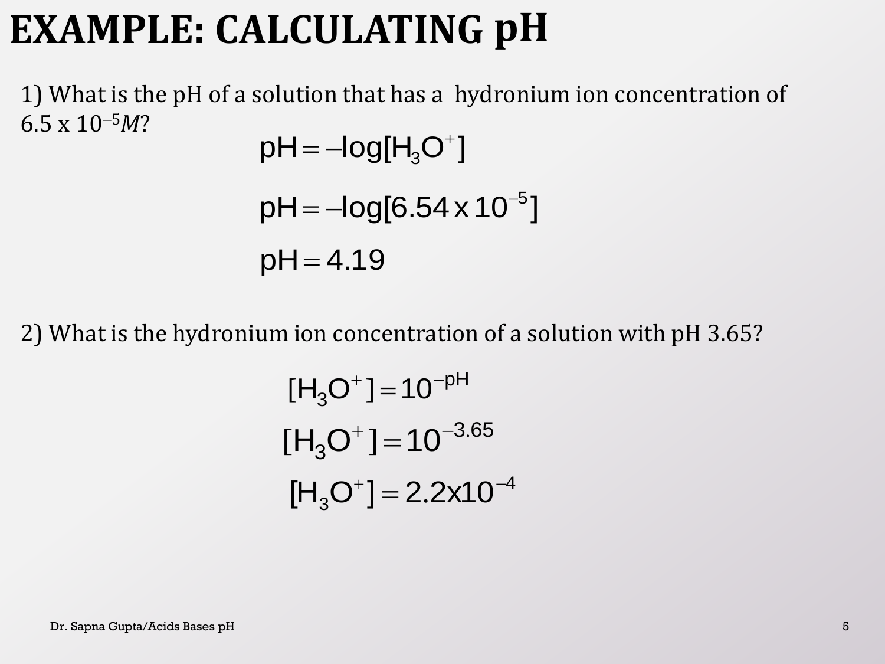# EXAMPLE: CALCULATING pH

1) What is the pH of a solution that has a hydronium ion concentration of $6.5 \times 10^{-5} M$?

$$pH = -\log[H_3O^+]$$

$$pH = -\log[6.54 \times 10^{-5}]$$

$$pH = 4.19$$

2) What is the hydronium ion concentration of a solution with pH 3.65?

$$[H_3O^+] = 10^{-pH}$$

$$[H_3O^+] = 10^{-3.65}$$

$$[H_3O^+] = 2.2 \times 10^{-4}$$

Dr. Sapna Gupta/Acids Bases pH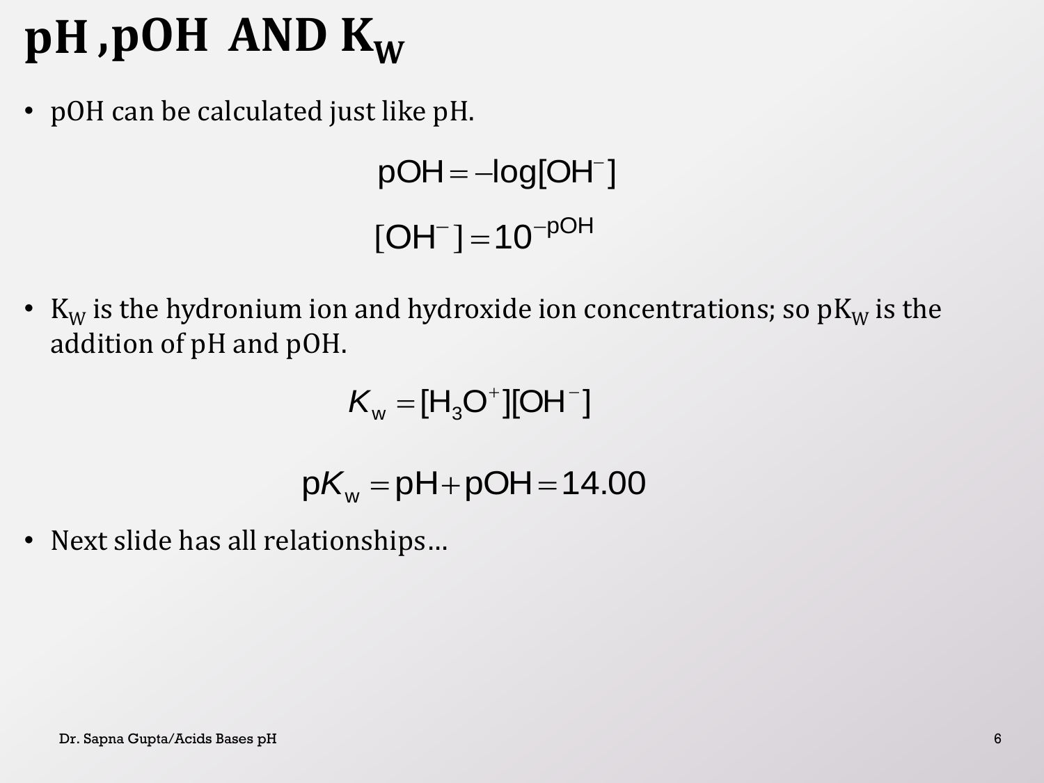# pH, pOH AND $K_W$

- pOH can be calculated just like pH.

$$pOH = -\log[OH^-]$$

$$[OH^-] = 10^{-pOH}$$

- $K_W$ is the hydronium ion and hydroxide ion concentrations; so $pK_W$ is the addition of pH and pOH.

$$K_w = [H_3O^+][OH^-]$$

$$pK_w = pH + pOH = 14.00$$

- Next slide has all relationships…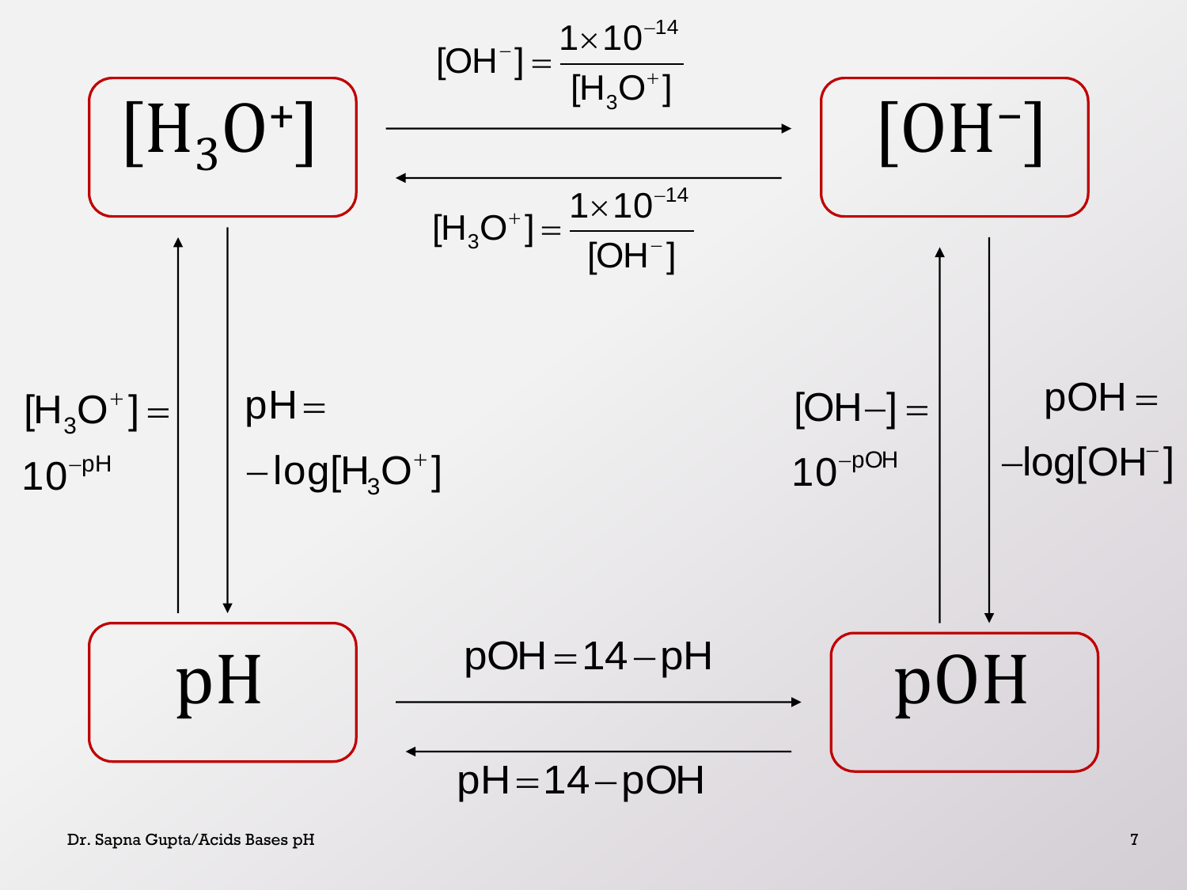$[H_3O^+]$ → $[OH^-]$: $[OH^-] = \dfrac{1\times10^{-14}}{[H_3O^+]}$

$[OH^-]$ → $[H_3O^+]$: $[H_3O^+] = \dfrac{1\times10^{-14}}{[OH^-]}$

$[H_3O^+]$ → pH: $pH = -\log[H_3O^+]$

pH → $[H_3O^+]$: $[H_3O^+] = 10^{-pH}$

$[OH^-]$ → pOH: $pOH = -\log[OH^-]$

pOH → $[OH^-]$: $[OH-] = 10^{-pOH}$

pH → pOH: $pOH = 14 - pH$

pOH → pH: $pH = 14 - pOH$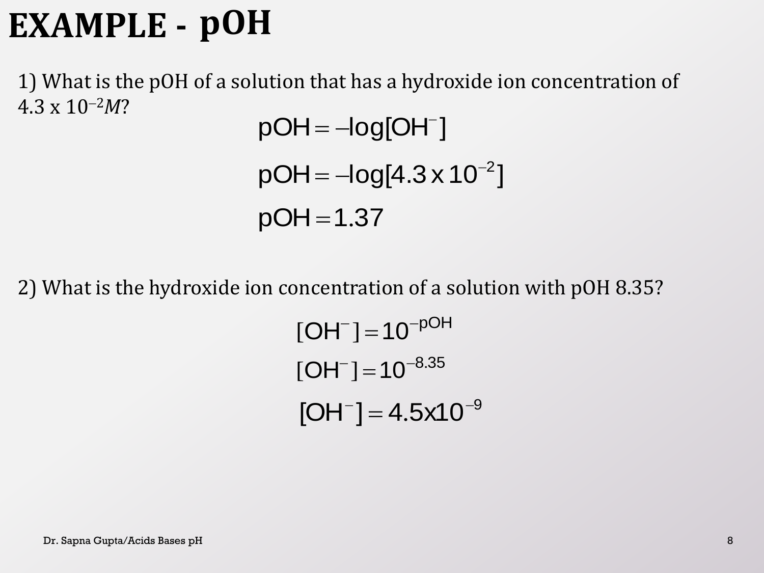# EXAMPLE - pOH

1) What is the pOH of a solution that has a hydroxide ion concentration of $4.3 \times 10^{-2} M$?

$$\text{pOH} = -\log[\text{OH}^-]$$

$$\text{pOH} = -\log[4.3 \times 10^{-2}]$$

$$\text{pOH} = 1.37$$

2) What is the hydroxide ion concentration of a solution with pOH 8.35?

$$[\text{OH}^-] = 10^{-\text{pOH}}$$

$$[\text{OH}^-] = 10^{-8.35}$$

$$[\text{OH}^-] = 4.5 \times 10^{-9}$$

Dr. Sapna Gupta/Acids Bases pH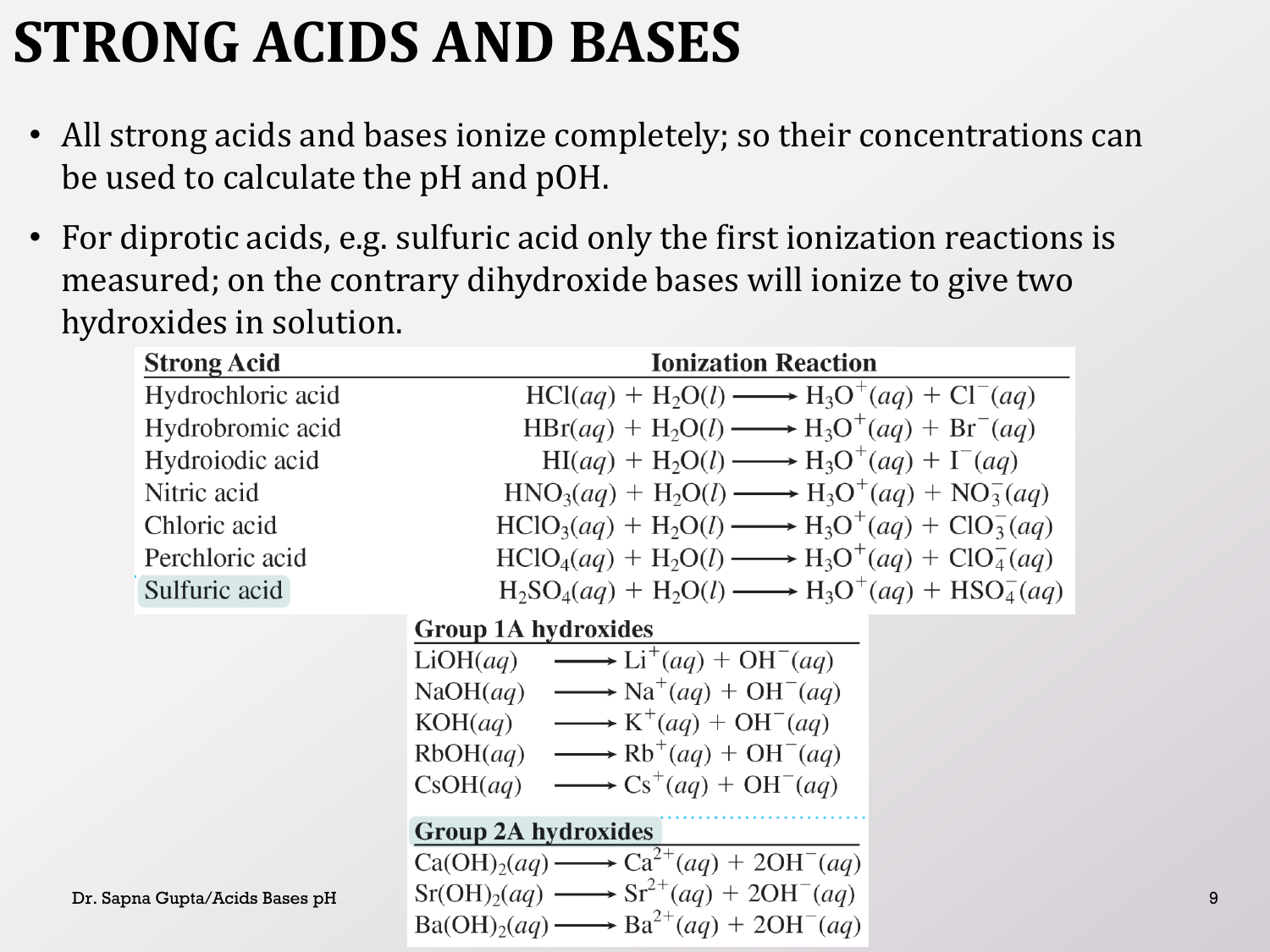# STRONG ACIDS AND BASES

- All strong acids and bases ionize completely; so their concentrations can be used to calculate the pH and pOH.
- For diprotic acids, e.g. sulfuric acid only the first ionization reactions is measured; on the contrary dihydroxide bases will ionize to give two hydroxides in solution.

| Strong Acid | Ionization Reaction |
|---|---|
| Hydrochloric acid | $HCl(aq) + H_2O(l) \longrightarrow H_3O^+(aq) + Cl^-(aq)$ |
| Hydrobromic acid | $HBr(aq) + H_2O(l) \longrightarrow H_3O^+(aq) + Br^-(aq)$ |
| Hydroiodic acid | $HI(aq) + H_2O(l) \longrightarrow H_3O^+(aq) + I^-(aq)$ |
| Nitric acid | $HNO_3(aq) + H_2O(l) \longrightarrow H_3O^+(aq) + NO_3^-(aq)$ |
| Chloric acid | $HClO_3(aq) + H_2O(l) \longrightarrow H_3O^+(aq) + ClO_3^-(aq)$ |
| Perchloric acid | $HClO_4(aq) + H_2O(l) \longrightarrow H_3O^+(aq) + ClO_4^-(aq)$ |
| Sulfuric acid | $H_2SO_4(aq) + H_2O(l) \longrightarrow H_3O^+(aq) + HSO_4^-(aq)$ |

**Group 1A hydroxides**

$LiOH(aq) \longrightarrow Li^+(aq) + OH^-(aq)$

$NaOH(aq) \longrightarrow Na^+(aq) + OH^-(aq)$

$KOH(aq) \longrightarrow K^+(aq) + OH^-(aq)$

$RbOH(aq) \longrightarrow Rb^+(aq) + OH^-(aq)$

$CsOH(aq) \longrightarrow Cs^+(aq) + OH^-(aq)$

**Group 2A hydroxides**

$Ca(OH)_2(aq) \longrightarrow Ca^{2+}(aq) + 2OH^-(aq)$

$Sr(OH)_2(aq) \longrightarrow Sr^{2+}(aq) + 2OH^-(aq)$

$Ba(OH)_2(aq) \longrightarrow Ba^{2+}(aq) + 2OH^-(aq)$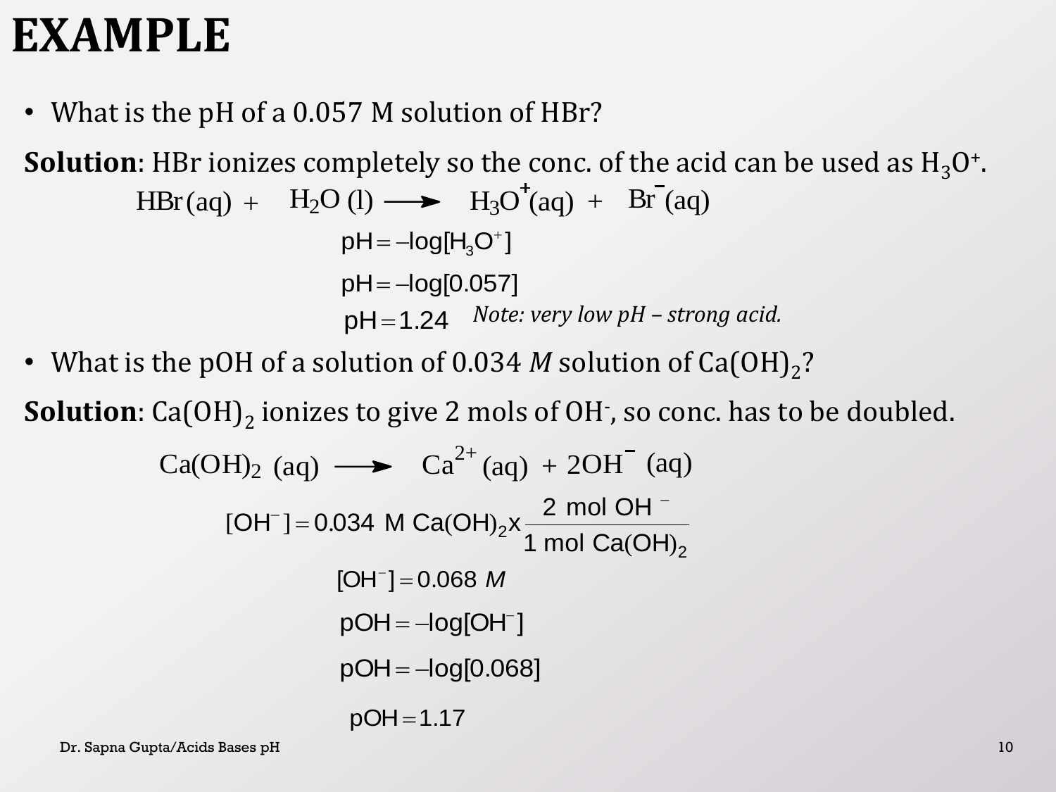# EXAMPLE

- What is the pH of a 0.057 M solution of HBr?

**Solution**: HBr ionizes completely so the conc. of the acid can be used as $H_3O^+$.

$$HBr(aq) + H_2O(l) \longrightarrow H_3O^+(aq) + Br^-(aq)$$

$$pH = -\log[H_3O^+]$$

$$pH = -\log[0.057]$$

$$pH = 1.24$$ *Note: very low pH – strong acid.*

- What is the pOH of a solution of 0.034 *M* solution of $Ca(OH)_2$?

**Solution**: $Ca(OH)_2$ ionizes to give 2 mols of $OH^-$, so conc. has to be doubled.

$$Ca(OH)_2(aq) \longrightarrow Ca^{2+}(aq) + 2OH^-(aq)$$

$$[OH^-] = 0.034 \text{ M } Ca(OH)_2 \times \frac{2 \text{ mol } OH^-}{1 \text{ mol } Ca(OH)_2}$$

$$[OH^-] = 0.068 \, M$$

$$pOH = -\log[OH^-]$$

$$pOH = -\log[0.068]$$

$$pOH = 1.17$$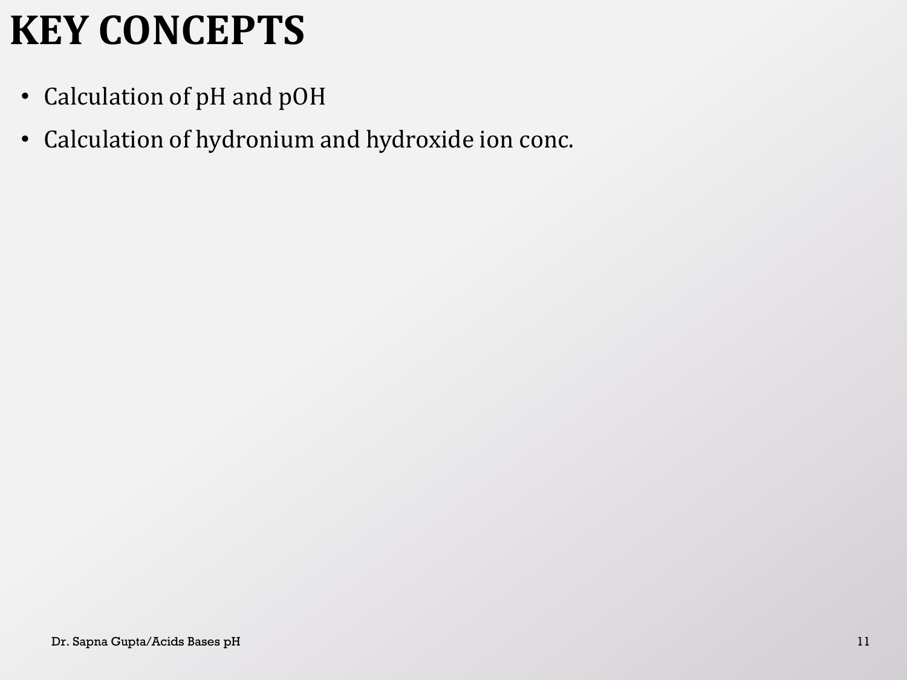# KEY CONCEPTS

- Calculation of pH and pOH
- Calculation of hydronium and hydroxide ion conc.